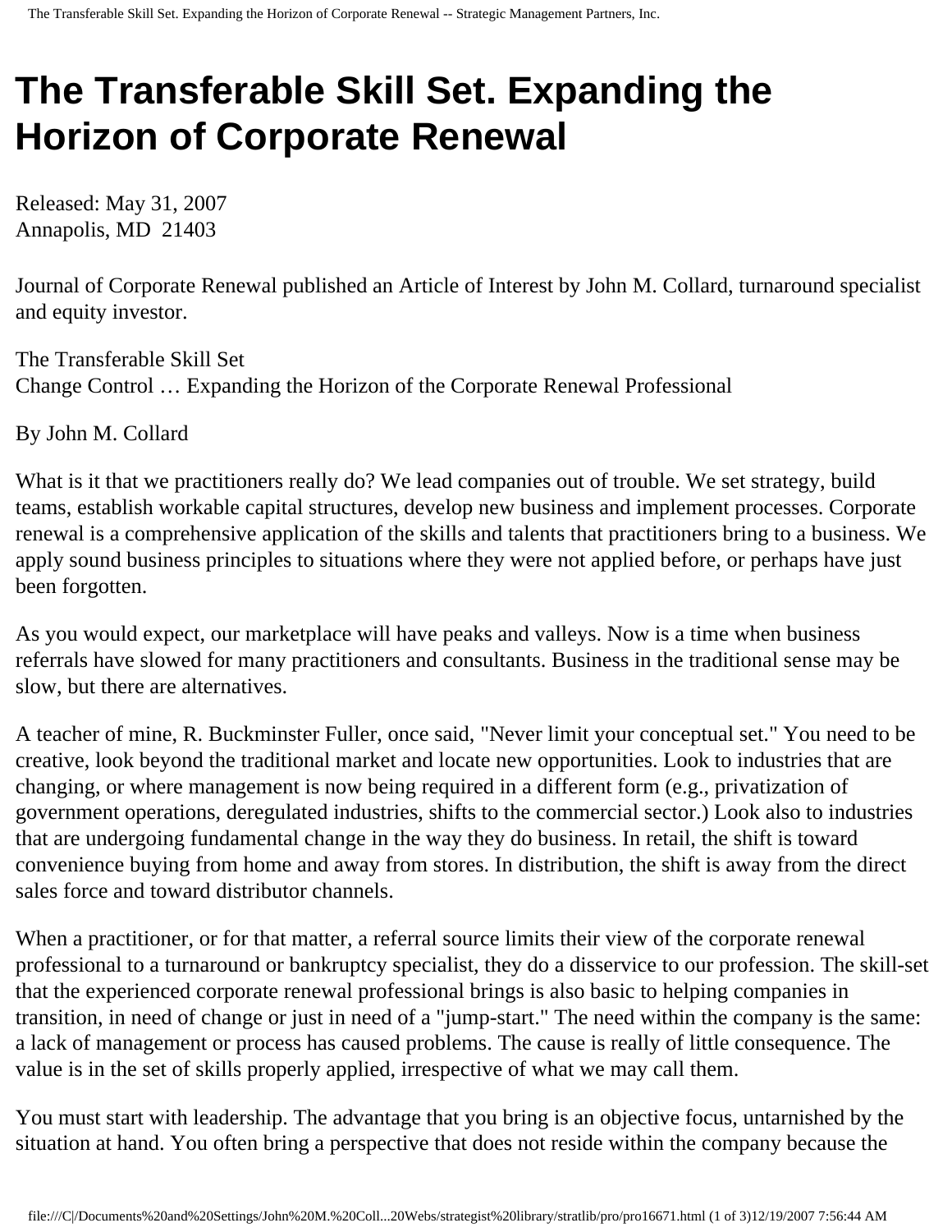# The Transferable Skill Set. Expanding the Horizon of Corporate Renewal

Released: May 31, 2007
Annapolis, MD 21403

Journal of Corporate Renewal published an Article of Interest by John M. Collard, turnaround specialist and equity investor.

The Transferable Skill Set
Change Control … Expanding the Horizon of the Corporate Renewal Professional

By John M. Collard

What is it that we practitioners really do? We lead companies out of trouble. We set strategy, build teams, establish workable capital structures, develop new business and implement processes. Corporate renewal is a comprehensive application of the skills and talents that practitioners bring to a business. We apply sound business principles to situations where they were not applied before, or perhaps have just been forgotten.

As you would expect, our marketplace will have peaks and valleys. Now is a time when business referrals have slowed for many practitioners and consultants. Business in the traditional sense may be slow, but there are alternatives.

A teacher of mine, R. Buckminster Fuller, once said, "Never limit your conceptual set." You need to be creative, look beyond the traditional market and locate new opportunities. Look to industries that are changing, or where management is now being required in a different form (e.g., privatization of government operations, deregulated industries, shifts to the commercial sector.) Look also to industries that are undergoing fundamental change in the way they do business. In retail, the shift is toward convenience buying from home and away from stores. In distribution, the shift is away from the direct sales force and toward distributor channels.

When a practitioner, or for that matter, a referral source limits their view of the corporate renewal professional to a turnaround or bankruptcy specialist, they do a disservice to our profession. The skill-set that the experienced corporate renewal professional brings is also basic to helping companies in transition, in need of change or just in need of a "jump-start." The need within the company is the same: a lack of management or process has caused problems. The cause is really of little consequence. The value is in the set of skills properly applied, irrespective of what we may call them.

You must start with leadership. The advantage that you bring is an objective focus, untarnished by the situation at hand. You often bring a perspective that does not reside within the company because the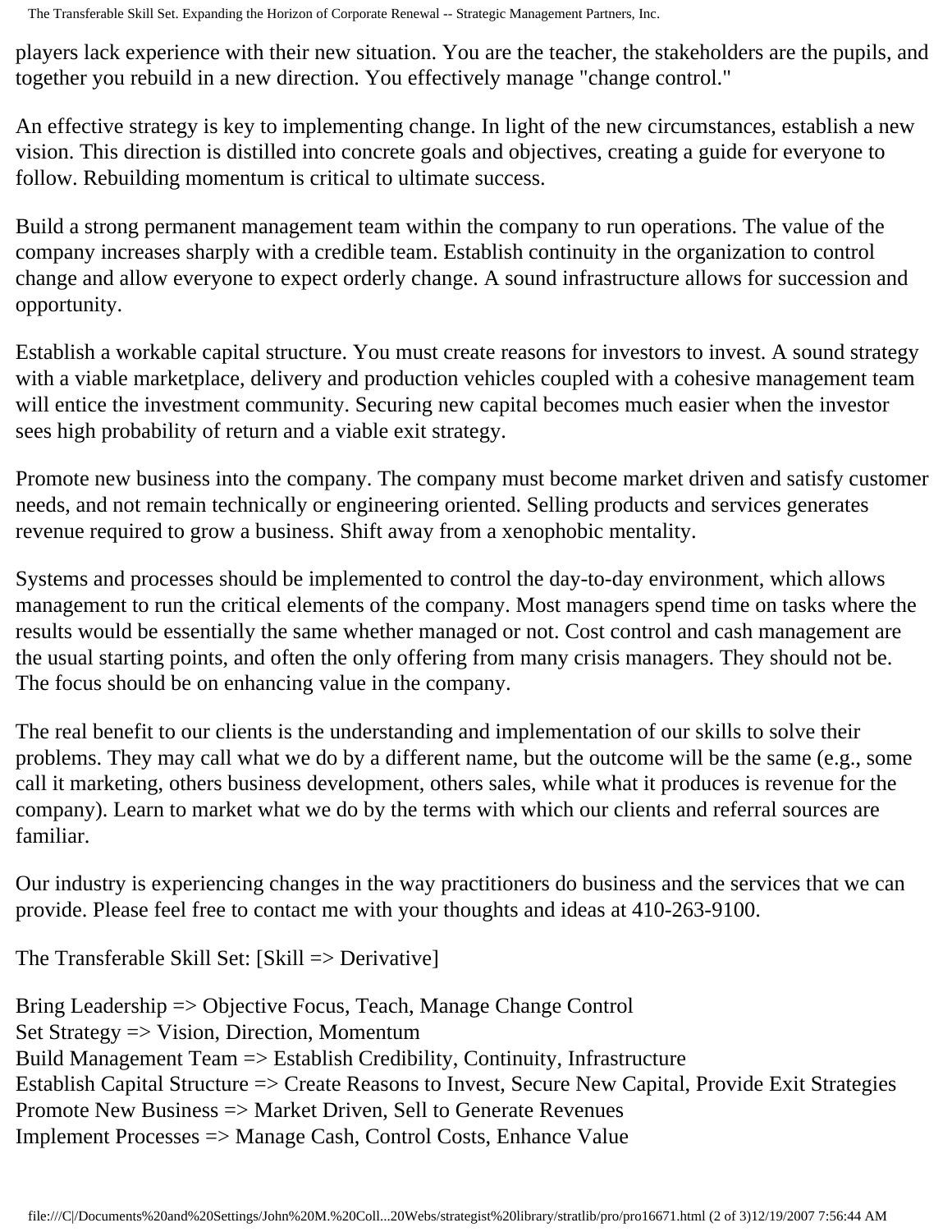players lack experience with their new situation. You are the teacher, the stakeholders are the pupils, and together you rebuild in a new direction. You effectively manage "change control."

An effective strategy is key to implementing change. In light of the new circumstances, establish a new vision. This direction is distilled into concrete goals and objectives, creating a guide for everyone to follow. Rebuilding momentum is critical to ultimate success.

Build a strong permanent management team within the company to run operations. The value of the company increases sharply with a credible team. Establish continuity in the organization to control change and allow everyone to expect orderly change. A sound infrastructure allows for succession and opportunity.

Establish a workable capital structure. You must create reasons for investors to invest. A sound strategy with a viable marketplace, delivery and production vehicles coupled with a cohesive management team will entice the investment community. Securing new capital becomes much easier when the investor sees high probability of return and a viable exit strategy.

Promote new business into the company. The company must become market driven and satisfy customer needs, and not remain technically or engineering oriented. Selling products and services generates revenue required to grow a business. Shift away from a xenophobic mentality.

Systems and processes should be implemented to control the day-to-day environment, which allows management to run the critical elements of the company. Most managers spend time on tasks where the results would be essentially the same whether managed or not. Cost control and cash management are the usual starting points, and often the only offering from many crisis managers. They should not be. The focus should be on enhancing value in the company.

The real benefit to our clients is the understanding and implementation of our skills to solve their problems. They may call what we do by a different name, but the outcome will be the same (e.g., some call it marketing, others business development, others sales, while what it produces is revenue for the company). Learn to market what we do by the terms with which our clients and referral sources are familiar.

Our industry is experiencing changes in the way practitioners do business and the services that we can provide. Please feel free to contact me with your thoughts and ideas at 410-263-9100.

The Transferable Skill Set: [Skill => Derivative]

Bring Leadership => Objective Focus, Teach, Manage Change Control
Set Strategy => Vision, Direction, Momentum
Build Management Team => Establish Credibility, Continuity, Infrastructure
Establish Capital Structure => Create Reasons to Invest, Secure New Capital, Provide Exit Strategies
Promote New Business => Market Driven, Sell to Generate Revenues
Implement Processes => Manage Cash, Control Costs, Enhance Value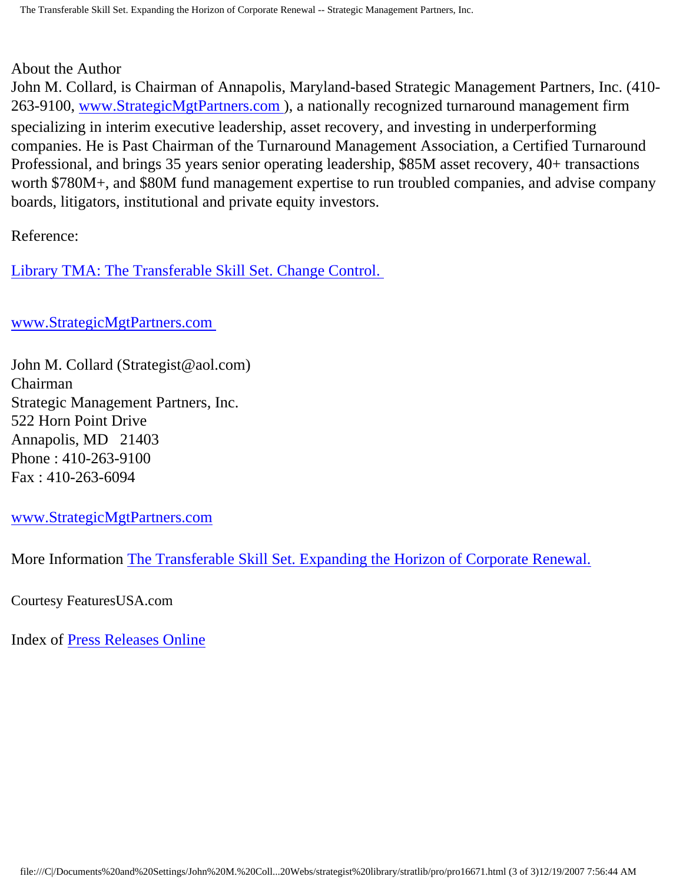About the Author

John M. Collard, is Chairman of Annapolis, Maryland-based Strategic Management Partners, Inc. (410-263-9100, [www.StrategicMgtPartners.com](http://www.StrategicMgtPartners.com) ), a nationally recognized turnaround management firm specializing in interim executive leadership, asset recovery, and investing in underperforming companies. He is Past Chairman of the Turnaround Management Association, a Certified Turnaround Professional, and brings 35 years senior operating leadership, $85M asset recovery, 40+ transactions worth $780M+, and $80M fund management expertise to run troubled companies, and advise company boards, litigators, institutional and private equity investors.

Reference:

[Library TMA: The Transferable Skill Set. Change Control.](#)

[www.StrategicMgtPartners.com](http://www.StrategicMgtPartners.com)

John M. Collard (Strategist@aol.com)
Chairman
Strategic Management Partners, Inc.
522 Horn Point Drive
Annapolis, MD 21403
Phone : 410-263-9100
Fax : 410-263-6094

[www.StrategicMgtPartners.com](http://www.StrategicMgtPartners.com)

More Information [The Transferable Skill Set. Expanding the Horizon of Corporate Renewal.](#)

Courtesy FeaturesUSA.com

Index of [Press Releases Online](#)